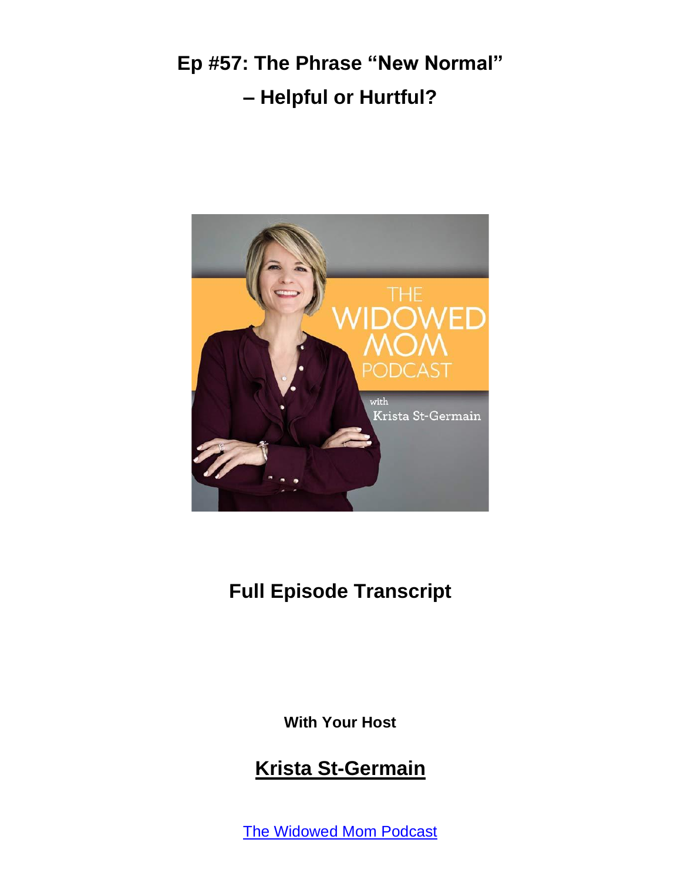# Ep #57: The Phrase "New Normal" – Helpful or Hurtful?

## Full Episode Transcript

**With Your Host**

## Krista St-Germain

The Widowed Mom Podcast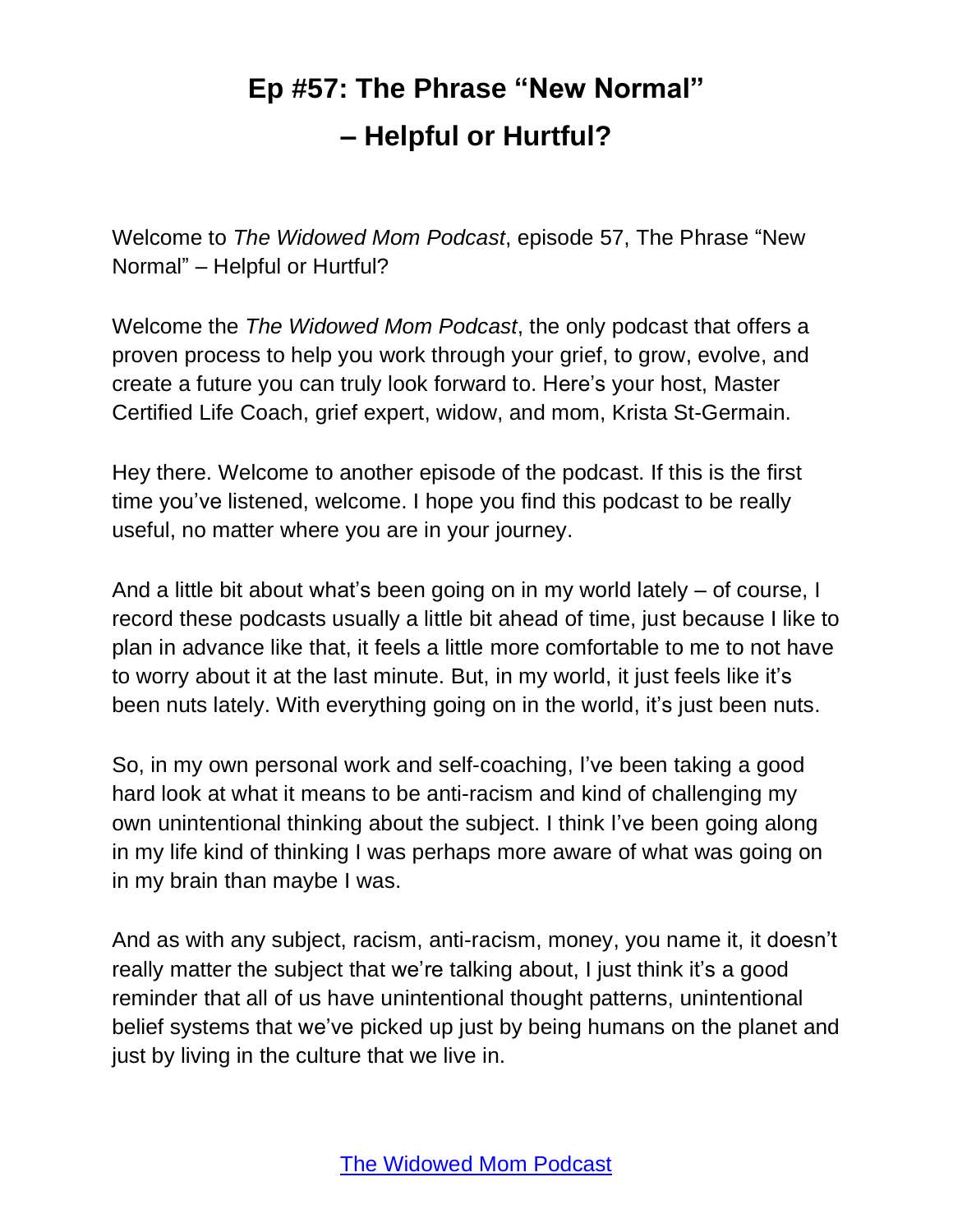# Ep #57: The Phrase "New Normal" – Helpful or Hurtful?

Welcome to *The Widowed Mom Podcast*, episode 57, The Phrase "New Normal" – Helpful or Hurtful?

Welcome the *The Widowed Mom Podcast*, the only podcast that offers a proven process to help you work through your grief, to grow, evolve, and create a future you can truly look forward to. Here's your host, Master Certified Life Coach, grief expert, widow, and mom, Krista St-Germain.

Hey there. Welcome to another episode of the podcast. If this is the first time you've listened, welcome. I hope you find this podcast to be really useful, no matter where you are in your journey.

And a little bit about what's been going on in my world lately – of course, I record these podcasts usually a little bit ahead of time, just because I like to plan in advance like that, it feels a little more comfortable to me to not have to worry about it at the last minute. But, in my world, it just feels like it's been nuts lately. With everything going on in the world, it's just been nuts.

So, in my own personal work and self-coaching, I've been taking a good hard look at what it means to be anti-racism and kind of challenging my own unintentional thinking about the subject. I think I've been going along in my life kind of thinking I was perhaps more aware of what was going on in my brain than maybe I was.

And as with any subject, racism, anti-racism, money, you name it, it doesn't really matter the subject that we're talking about, I just think it's a good reminder that all of us have unintentional thought patterns, unintentional belief systems that we've picked up just by being humans on the planet and just by living in the culture that we live in.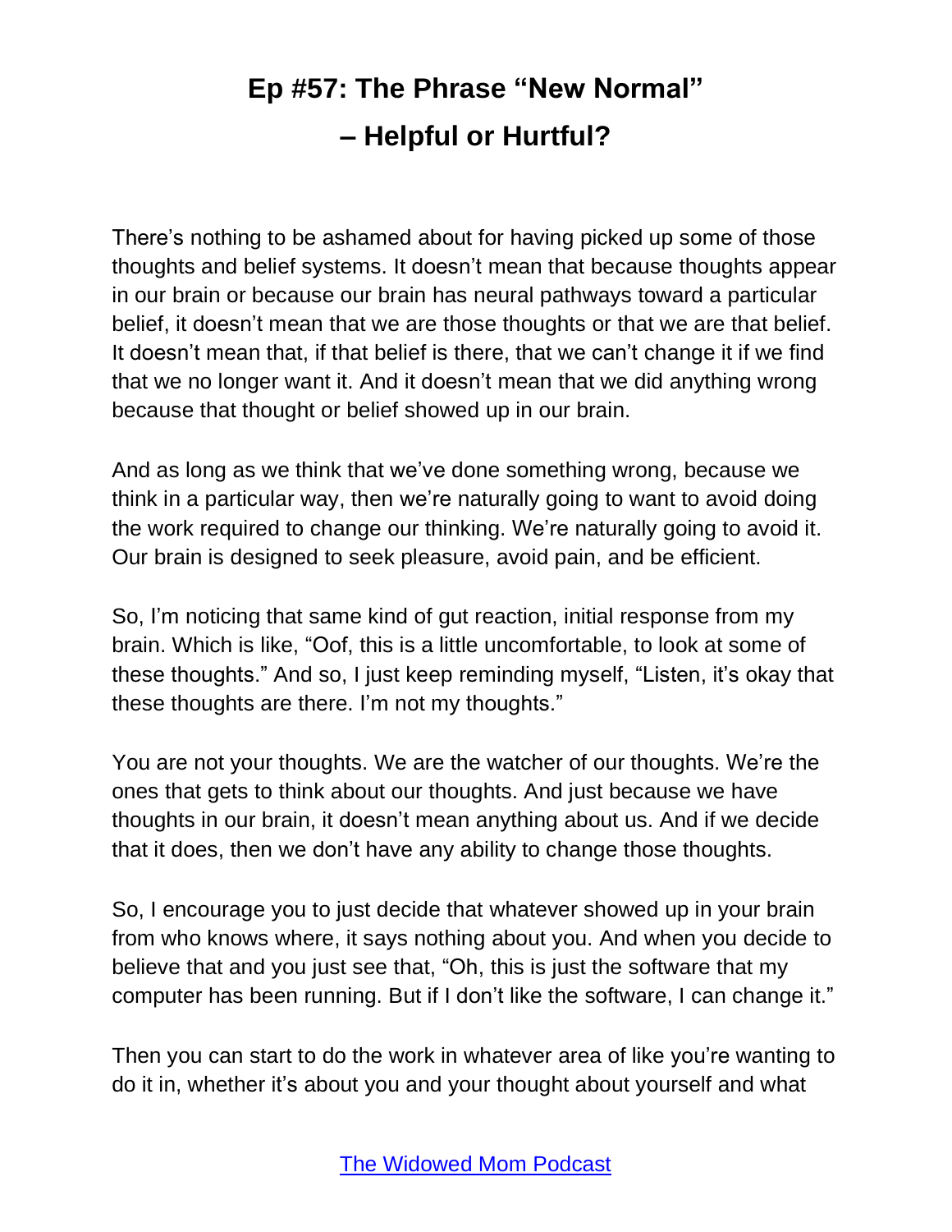There's nothing to be ashamed about for having picked up some of those thoughts and belief systems. It doesn't mean that because thoughts appear in our brain or because our brain has neural pathways toward a particular belief, it doesn't mean that we are those thoughts or that we are that belief. It doesn't mean that, if that belief is there, that we can't change it if we find that we no longer want it. And it doesn't mean that we did anything wrong because that thought or belief showed up in our brain.

And as long as we think that we've done something wrong, because we think in a particular way, then we're naturally going to want to avoid doing the work required to change our thinking. We're naturally going to avoid it. Our brain is designed to seek pleasure, avoid pain, and be efficient.

So, I'm noticing that same kind of gut reaction, initial response from my brain. Which is like, "Oof, this is a little uncomfortable, to look at some of these thoughts." And so, I just keep reminding myself, "Listen, it's okay that these thoughts are there. I'm not my thoughts."

You are not your thoughts. We are the watcher of our thoughts. We're the ones that gets to think about our thoughts. And just because we have thoughts in our brain, it doesn't mean anything about us. And if we decide that it does, then we don't have any ability to change those thoughts.

So, I encourage you to just decide that whatever showed up in your brain from who knows where, it says nothing about you. And when you decide to believe that and you just see that, "Oh, this is just the software that my computer has been running. But if I don't like the software, I can change it."

Then you can start to do the work in whatever area of like you're wanting to do it in, whether it's about you and your thought about yourself and what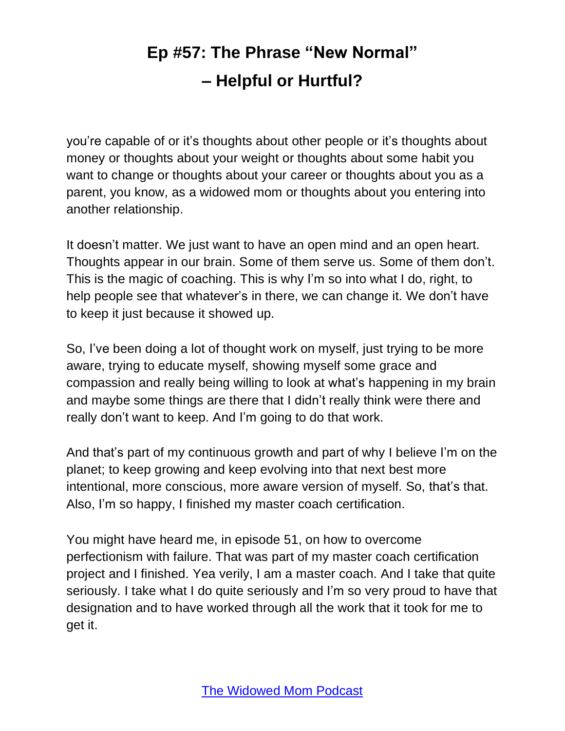you're capable of or it's thoughts about other people or it's thoughts about money or thoughts about your weight or thoughts about some habit you want to change or thoughts about your career or thoughts about you as a parent, you know, as a widowed mom or thoughts about you entering into another relationship.

It doesn't matter. We just want to have an open mind and an open heart. Thoughts appear in our brain. Some of them serve us. Some of them don't. This is the magic of coaching. This is why I'm so into what I do, right, to help people see that whatever's in there, we can change it. We don't have to keep it just because it showed up.

So, I've been doing a lot of thought work on myself, just trying to be more aware, trying to educate myself, showing myself some grace and compassion and really being willing to look at what's happening in my brain and maybe some things are there that I didn't really think were there and really don't want to keep. And I'm going to do that work.

And that's part of my continuous growth and part of why I believe I'm on the planet; to keep growing and keep evolving into that next best more intentional, more conscious, more aware version of myself. So, that's that. Also, I'm so happy, I finished my master coach certification.

You might have heard me, in episode 51, on how to overcome perfectionism with failure. That was part of my master coach certification project and I finished. Yea verily, I am a master coach. And I take that quite seriously. I take what I do quite seriously and I'm so very proud to have that designation and to have worked through all the work that it took for me to get it.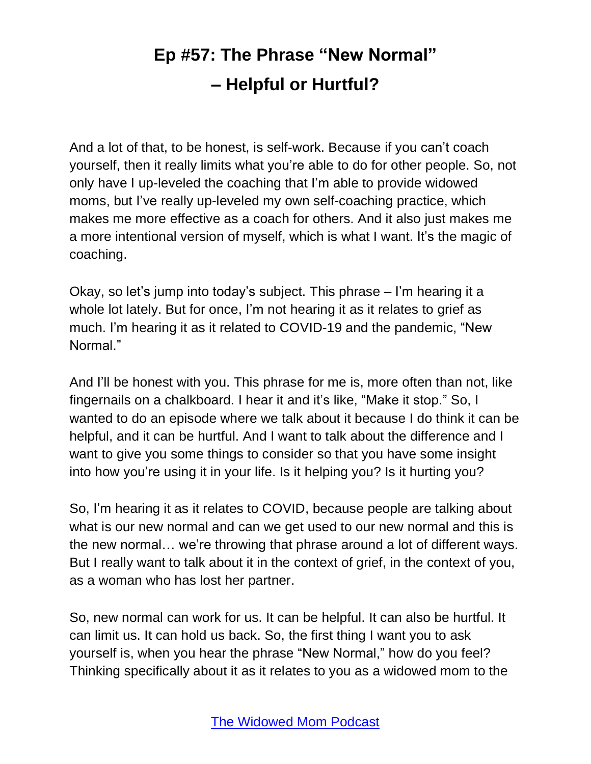# Ep #57: The Phrase "New Normal" – Helpful or Hurtful?

And a lot of that, to be honest, is self-work. Because if you can't coach yourself, then it really limits what you're able to do for other people. So, not only have I up-leveled the coaching that I'm able to provide widowed moms, but I've really up-leveled my own self-coaching practice, which makes me more effective as a coach for others. And it also just makes me a more intentional version of myself, which is what I want. It's the magic of coaching.

Okay, so let's jump into today's subject. This phrase – I'm hearing it a whole lot lately. But for once, I'm not hearing it as it relates to grief as much. I'm hearing it as it related to COVID-19 and the pandemic, "New Normal."

And I'll be honest with you. This phrase for me is, more often than not, like fingernails on a chalkboard. I hear it and it's like, "Make it stop." So, I wanted to do an episode where we talk about it because I do think it can be helpful, and it can be hurtful. And I want to talk about the difference and I want to give you some things to consider so that you have some insight into how you're using it in your life. Is it helping you? Is it hurting you?

So, I'm hearing it as it relates to COVID, because people are talking about what is our new normal and can we get used to our new normal and this is the new normal… we're throwing that phrase around a lot of different ways. But I really want to talk about it in the context of grief, in the context of you, as a woman who has lost her partner.

So, new normal can work for us. It can be helpful. It can also be hurtful. It can limit us. It can hold us back. So, the first thing I want you to ask yourself is, when you hear the phrase "New Normal," how do you feel? Thinking specifically about it as it relates to you as a widowed mom to the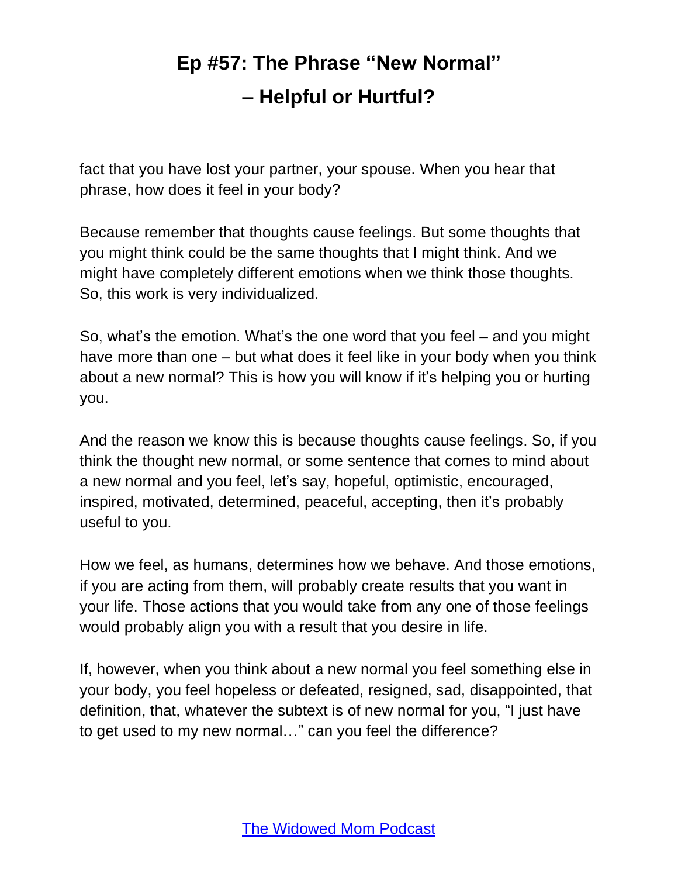fact that you have lost your partner, your spouse. When you hear that phrase, how does it feel in your body?

Because remember that thoughts cause feelings. But some thoughts that you might think could be the same thoughts that I might think. And we might have completely different emotions when we think those thoughts. So, this work is very individualized.

So, what's the emotion. What's the one word that you feel – and you might have more than one – but what does it feel like in your body when you think about a new normal? This is how you will know if it's helping you or hurting you.

And the reason we know this is because thoughts cause feelings. So, if you think the thought new normal, or some sentence that comes to mind about a new normal and you feel, let's say, hopeful, optimistic, encouraged, inspired, motivated, determined, peaceful, accepting, then it's probably useful to you.

How we feel, as humans, determines how we behave. And those emotions, if you are acting from them, will probably create results that you want in your life. Those actions that you would take from any one of those feelings would probably align you with a result that you desire in life.

If, however, when you think about a new normal you feel something else in your body, you feel hopeless or defeated, resigned, sad, disappointed, that definition, that, whatever the subtext is of new normal for you, "I just have to get used to my new normal…" can you feel the difference?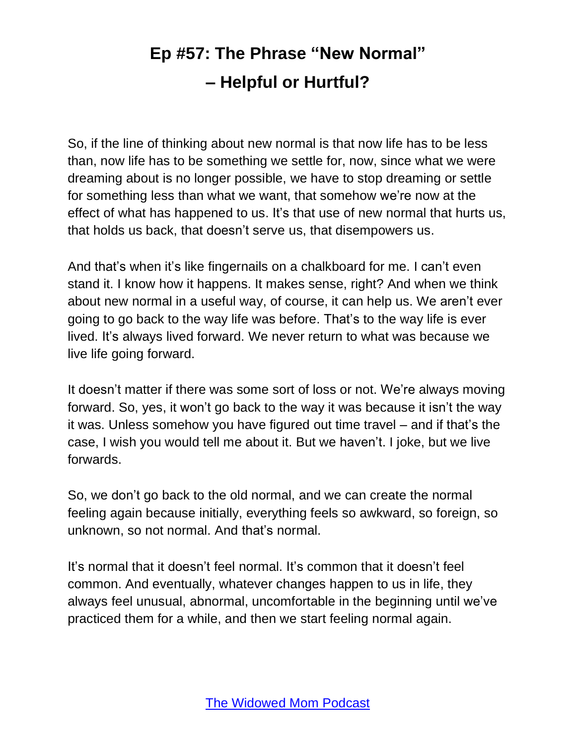# Ep #57: The Phrase "New Normal" – Helpful or Hurtful?

So, if the line of thinking about new normal is that now life has to be less than, now life has to be something we settle for, now, since what we were dreaming about is no longer possible, we have to stop dreaming or settle for something less than what we want, that somehow we're now at the effect of what has happened to us. It's that use of new normal that hurts us, that holds us back, that doesn't serve us, that disempowers us.

And that's when it's like fingernails on a chalkboard for me. I can't even stand it. I know how it happens. It makes sense, right? And when we think about new normal in a useful way, of course, it can help us. We aren't ever going to go back to the way life was before. That's to the way life is ever lived. It's always lived forward. We never return to what was because we live life going forward.

It doesn't matter if there was some sort of loss or not. We're always moving forward. So, yes, it won't go back to the way it was because it isn't the way it was. Unless somehow you have figured out time travel – and if that's the case, I wish you would tell me about it. But we haven't. I joke, but we live forwards.

So, we don't go back to the old normal, and we can create the normal feeling again because initially, everything feels so awkward, so foreign, so unknown, so not normal. And that's normal.

It's normal that it doesn't feel normal. It's common that it doesn't feel common. And eventually, whatever changes happen to us in life, they always feel unusual, abnormal, uncomfortable in the beginning until we've practiced them for a while, and then we start feeling normal again.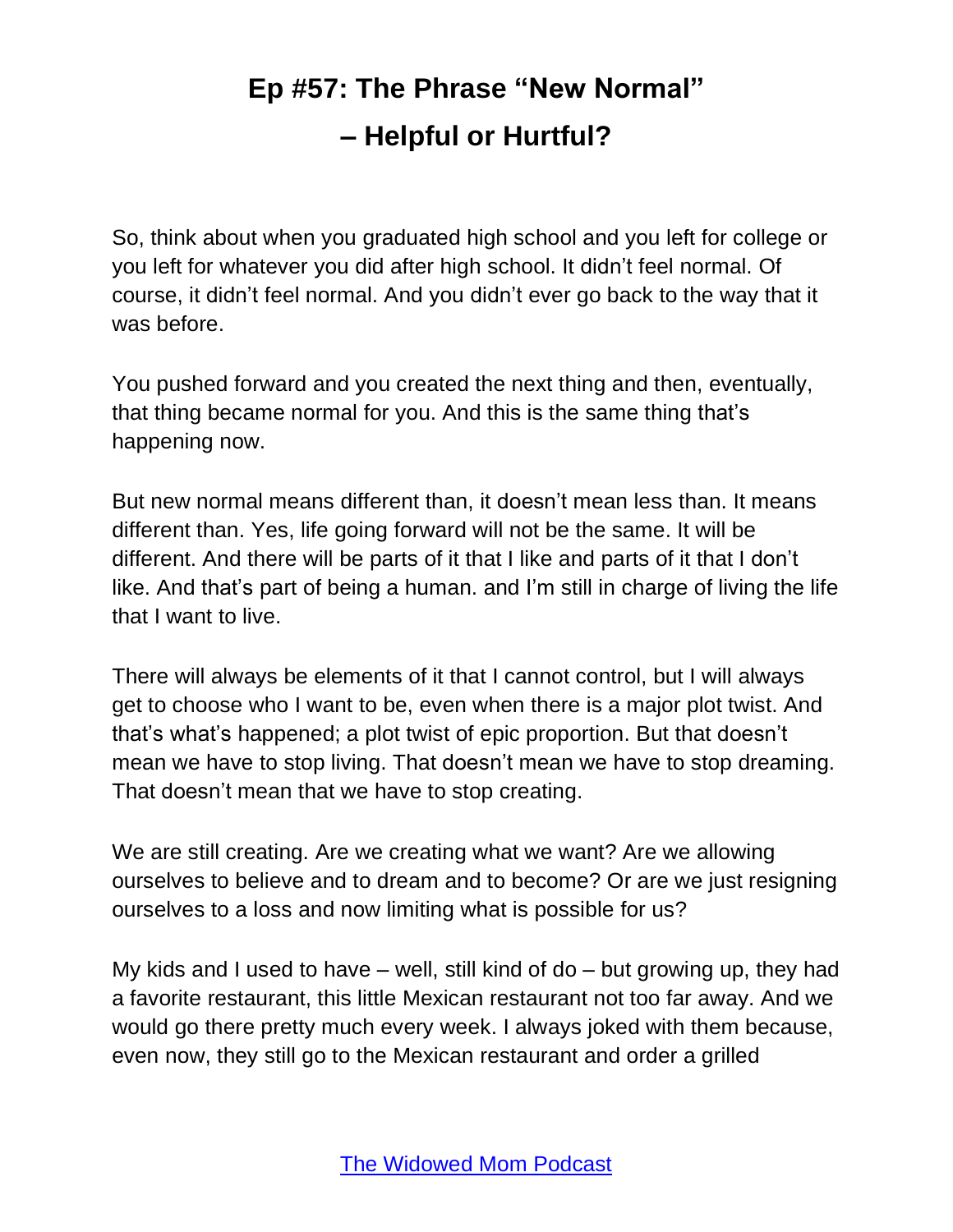# Ep #57: The Phrase "New Normal" – Helpful or Hurtful?

So, think about when you graduated high school and you left for college or you left for whatever you did after high school. It didn't feel normal. Of course, it didn't feel normal. And you didn't ever go back to the way that it was before.

You pushed forward and you created the next thing and then, eventually, that thing became normal for you. And this is the same thing that's happening now.

But new normal means different than, it doesn't mean less than. It means different than. Yes, life going forward will not be the same. It will be different. And there will be parts of it that I like and parts of it that I don't like. And that's part of being a human. and I'm still in charge of living the life that I want to live.

There will always be elements of it that I cannot control, but I will always get to choose who I want to be, even when there is a major plot twist. And that's what's happened; a plot twist of epic proportion. But that doesn't mean we have to stop living. That doesn't mean we have to stop dreaming. That doesn't mean that we have to stop creating.

We are still creating. Are we creating what we want? Are we allowing ourselves to believe and to dream and to become? Or are we just resigning ourselves to a loss and now limiting what is possible for us?

My kids and I used to have – well, still kind of do – but growing up, they had a favorite restaurant, this little Mexican restaurant not too far away. And we would go there pretty much every week. I always joked with them because, even now, they still go to the Mexican restaurant and order a grilled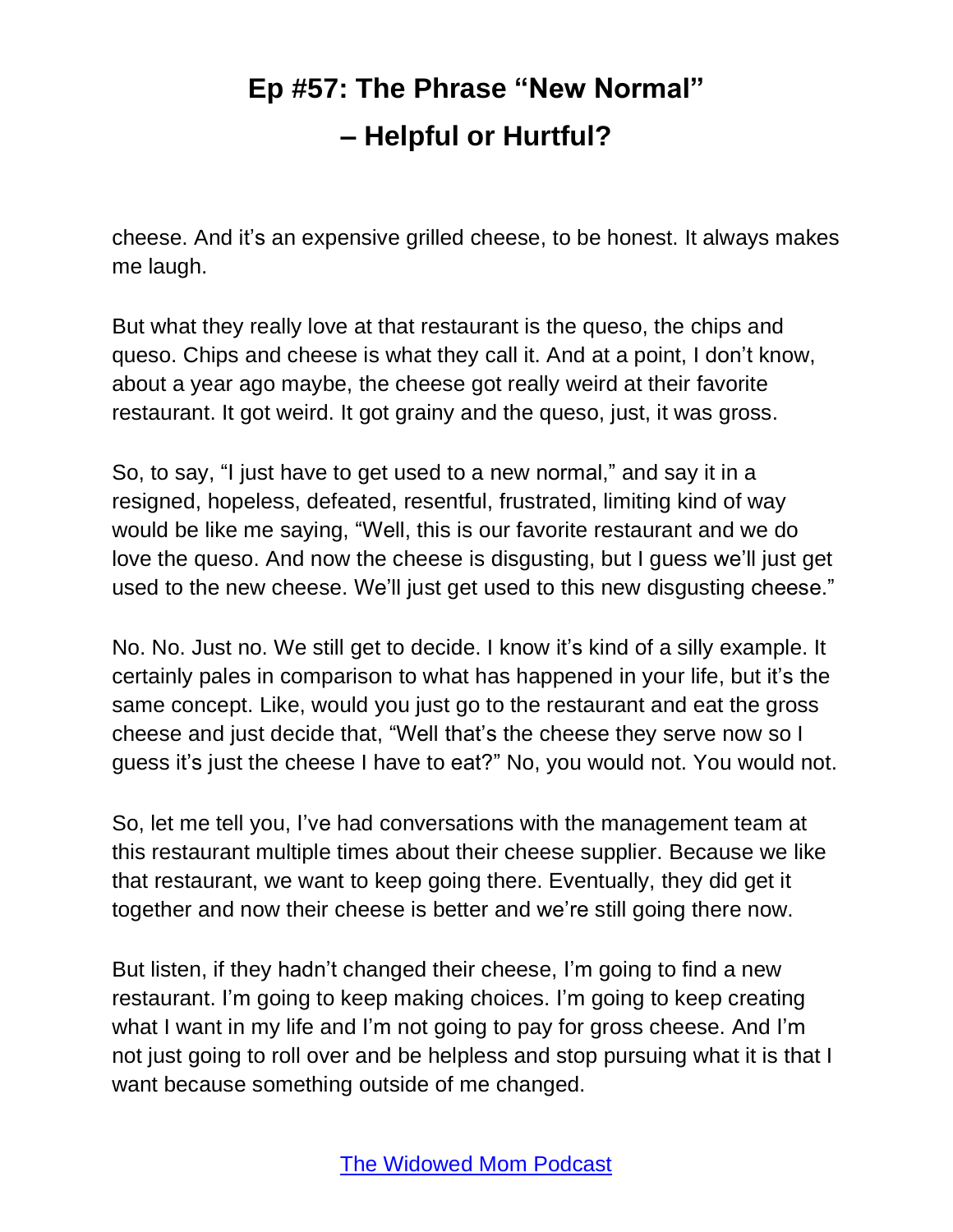cheese. And it's an expensive grilled cheese, to be honest. It always makes me laugh.

But what they really love at that restaurant is the queso, the chips and queso. Chips and cheese is what they call it. And at a point, I don't know, about a year ago maybe, the cheese got really weird at their favorite restaurant. It got weird. It got grainy and the queso, just, it was gross.

So, to say, "I just have to get used to a new normal," and say it in a resigned, hopeless, defeated, resentful, frustrated, limiting kind of way would be like me saying, "Well, this is our favorite restaurant and we do love the queso. And now the cheese is disgusting, but I guess we'll just get used to the new cheese. We'll just get used to this new disgusting cheese."

No. No. Just no. We still get to decide. I know it's kind of a silly example. It certainly pales in comparison to what has happened in your life, but it's the same concept. Like, would you just go to the restaurant and eat the gross cheese and just decide that, "Well that's the cheese they serve now so I guess it's just the cheese I have to eat?" No, you would not. You would not.

So, let me tell you, I've had conversations with the management team at this restaurant multiple times about their cheese supplier. Because we like that restaurant, we want to keep going there. Eventually, they did get it together and now their cheese is better and we're still going there now.

But listen, if they hadn't changed their cheese, I'm going to find a new restaurant. I'm going to keep making choices. I'm going to keep creating what I want in my life and I'm not going to pay for gross cheese. And I'm not just going to roll over and be helpless and stop pursuing what it is that I want because something outside of me changed.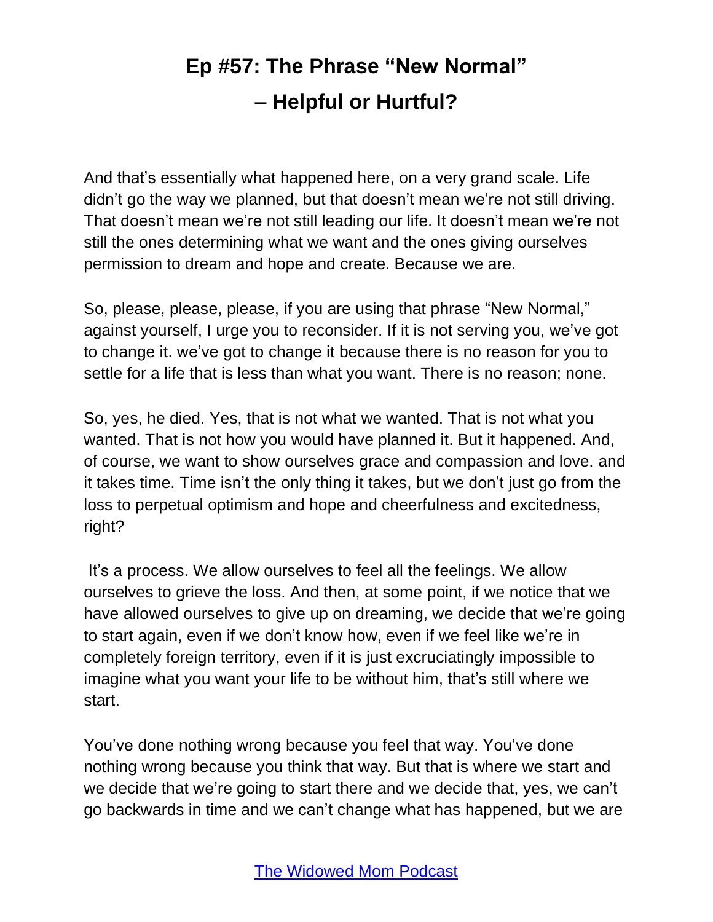And that's essentially what happened here, on a very grand scale. Life didn't go the way we planned, but that doesn't mean we're not still driving. That doesn't mean we're not still leading our life. It doesn't mean we're not still the ones determining what we want and the ones giving ourselves permission to dream and hope and create. Because we are.

So, please, please, please, if you are using that phrase "New Normal," against yourself, I urge you to reconsider. If it is not serving you, we've got to change it. we've got to change it because there is no reason for you to settle for a life that is less than what you want. There is no reason; none.

So, yes, he died. Yes, that is not what we wanted. That is not what you wanted. That is not how you would have planned it. But it happened. And, of course, we want to show ourselves grace and compassion and love. and it takes time. Time isn't the only thing it takes, but we don't just go from the loss to perpetual optimism and hope and cheerfulness and excitedness, right?

It's a process. We allow ourselves to feel all the feelings. We allow ourselves to grieve the loss. And then, at some point, if we notice that we have allowed ourselves to give up on dreaming, we decide that we're going to start again, even if we don't know how, even if we feel like we're in completely foreign territory, even if it is just excruciatingly impossible to imagine what you want your life to be without him, that's still where we start.

You've done nothing wrong because you feel that way. You've done nothing wrong because you think that way. But that is where we start and we decide that we're going to start there and we decide that, yes, we can't go backwards in time and we can't change what has happened, but we are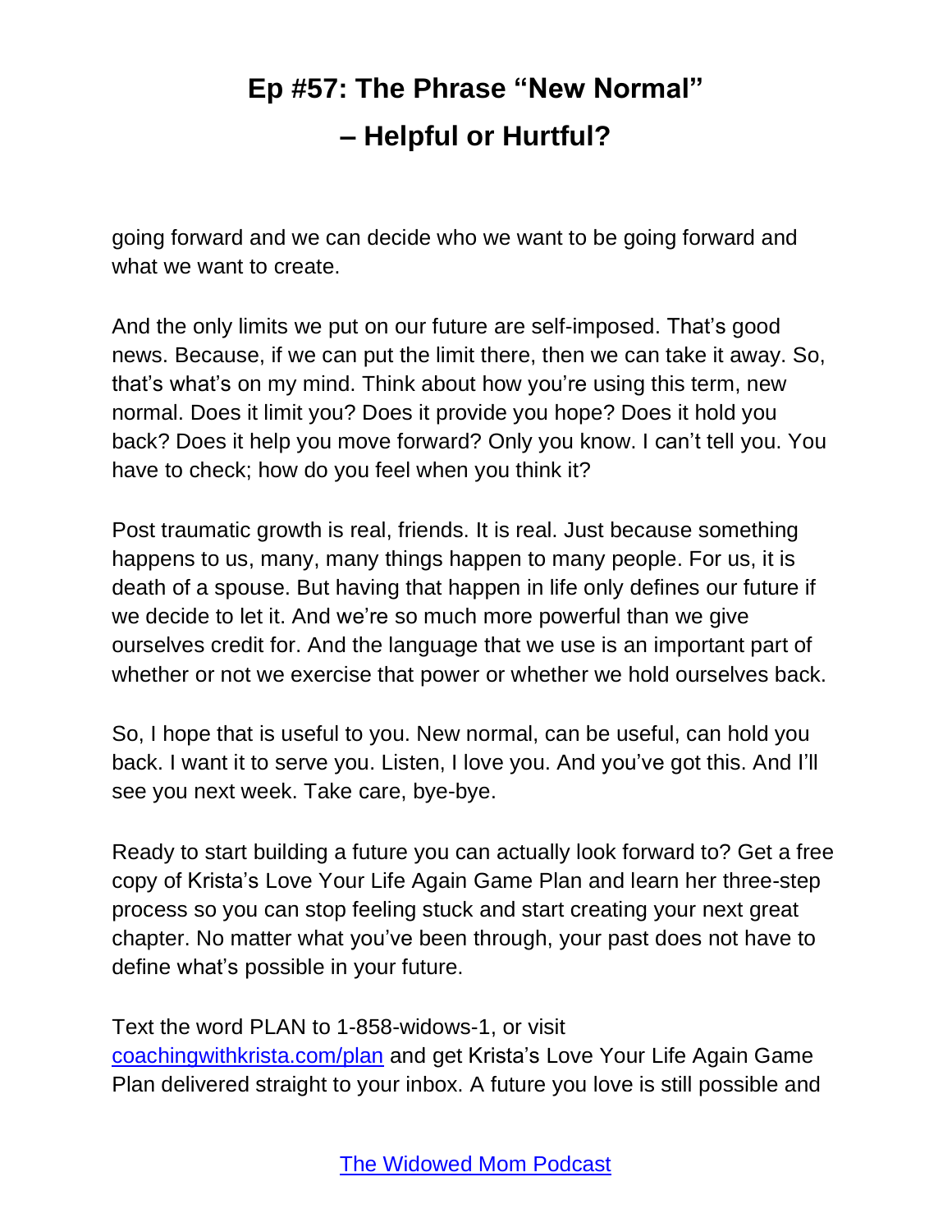going forward and we can decide who we want to be going forward and what we want to create.

And the only limits we put on our future are self-imposed. That's good news. Because, if we can put the limit there, then we can take it away. So, that's what's on my mind. Think about how you're using this term, new normal. Does it limit you? Does it provide you hope? Does it hold you back? Does it help you move forward? Only you know. I can't tell you. You have to check; how do you feel when you think it?

Post traumatic growth is real, friends. It is real. Just because something happens to us, many, many things happen to many people. For us, it is death of a spouse. But having that happen in life only defines our future if we decide to let it. And we're so much more powerful than we give ourselves credit for. And the language that we use is an important part of whether or not we exercise that power or whether we hold ourselves back.

So, I hope that is useful to you. New normal, can be useful, can hold you back. I want it to serve you. Listen, I love you. And you've got this. And I'll see you next week. Take care, bye-bye.

Ready to start building a future you can actually look forward to? Get a free copy of Krista's Love Your Life Again Game Plan and learn her three-step process so you can stop feeling stuck and start creating your next great chapter. No matter what you've been through, your past does not have to define what's possible in your future.

Text the word PLAN to 1-858-widows-1, or visit [coachingwithkrista.com/plan](coachingwithkrista.com/plan) and get Krista's Love Your Life Again Game Plan delivered straight to your inbox. A future you love is still possible and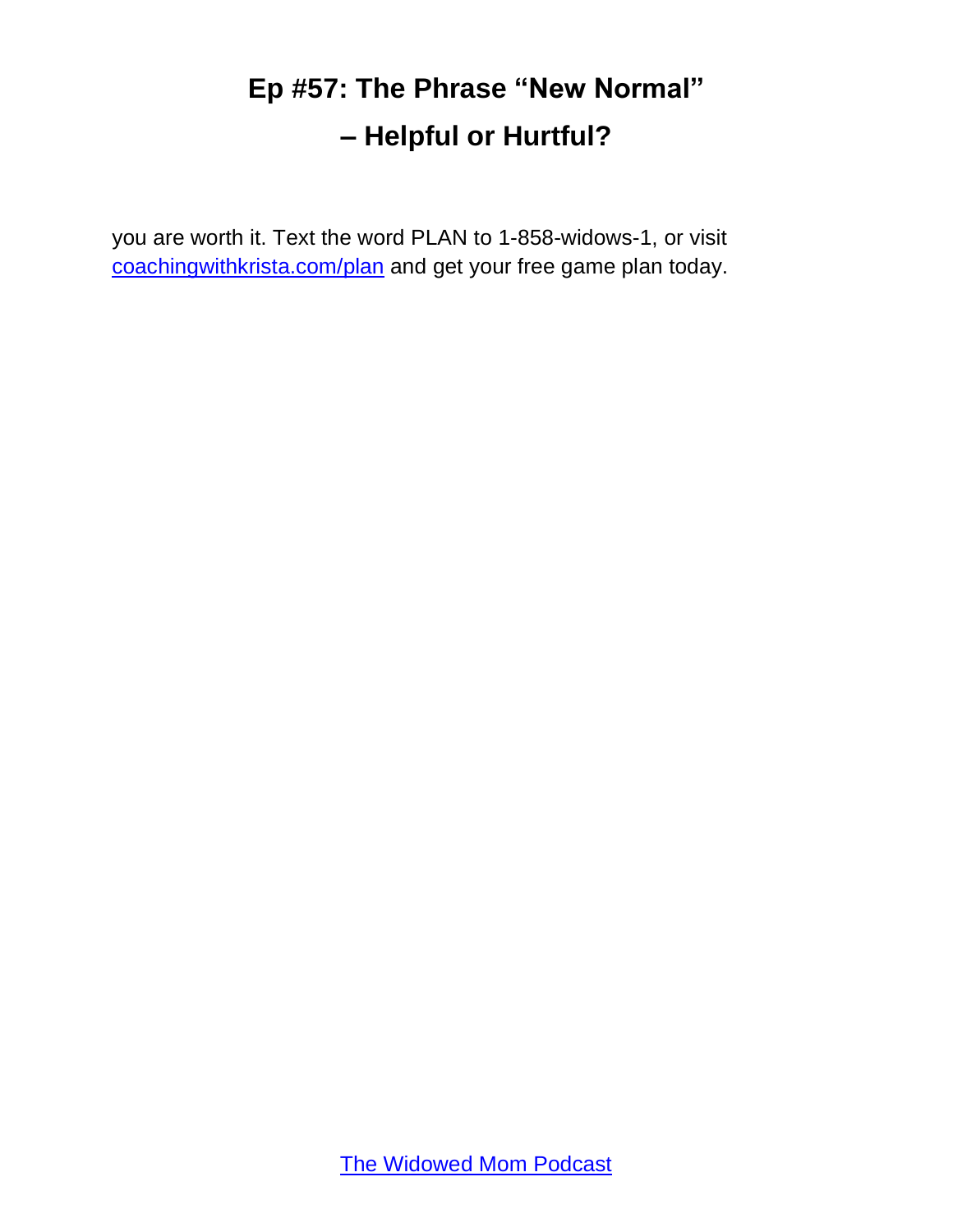you are worth it. Text the word PLAN to 1-858-widows-1, or visit [coachingwithkrista.com/plan](coachingwithkrista.com/plan) and get your free game plan today.